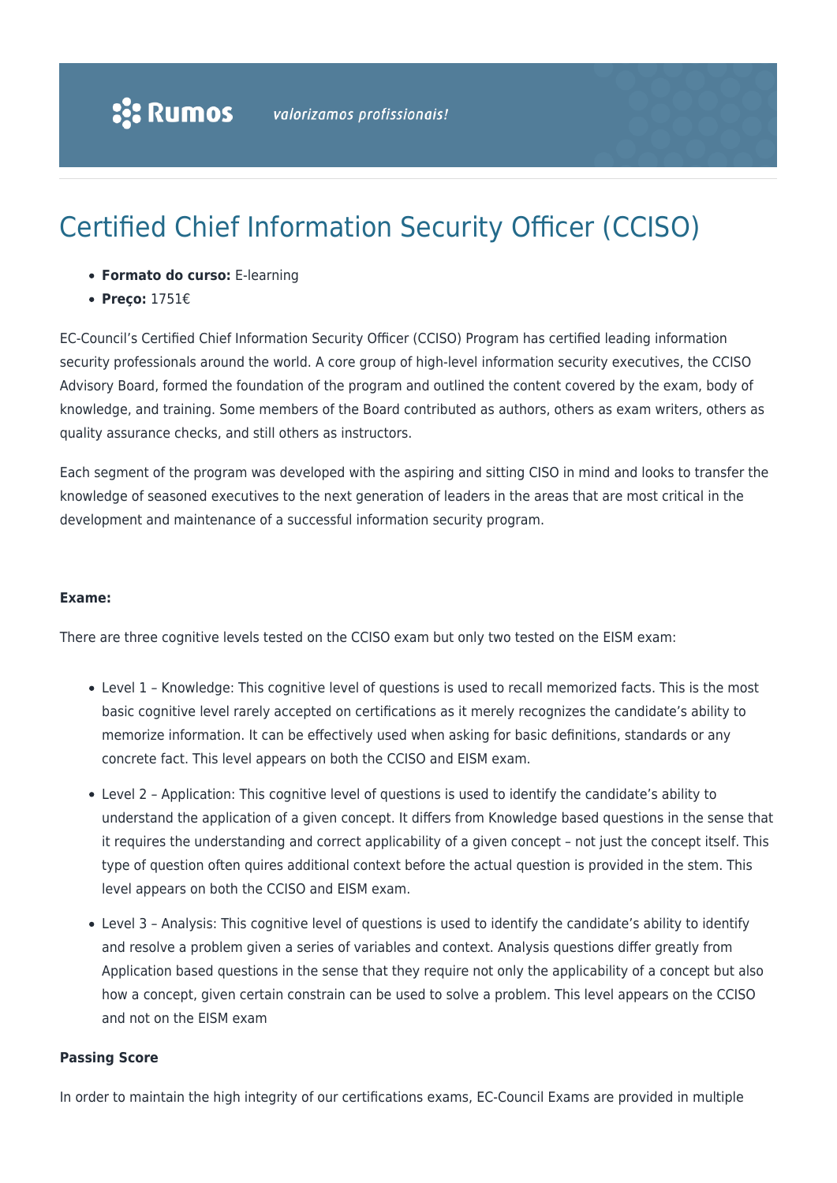Rumos valorizamos profissionais!

# Certified Chief Information Security Officer (CCISO)

- **Formato do curso:** E-learning
- **Preço:** 1751€

EC-Council's Certified Chief Information Security Officer (CCISO) Program has certified leading information security professionals around the world. A core group of high-level information security executives, the CCISO Advisory Board, formed the foundation of the program and outlined the content covered by the exam, body of knowledge, and training. Some members of the Board contributed as authors, others as exam writers, others as quality assurance checks, and still others as instructors.

Each segment of the program was developed with the aspiring and sitting CISO in mind and looks to transfer the knowledge of seasoned executives to the next generation of leaders in the areas that are most critical in the development and maintenance of a successful information security program.

**Exame:**

There are three cognitive levels tested on the CCISO exam but only two tested on the EISM exam:

- Level 1 – Knowledge: This cognitive level of questions is used to recall memorized facts. This is the most basic cognitive level rarely accepted on certifications as it merely recognizes the candidate's ability to memorize information. It can be effectively used when asking for basic definitions, standards or any concrete fact. This level appears on both the CCISO and EISM exam.
- Level 2 – Application: This cognitive level of questions is used to identify the candidate's ability to understand the application of a given concept. It differs from Knowledge based questions in the sense that it requires the understanding and correct applicability of a given concept – not just the concept itself. This type of question often quires additional context before the actual question is provided in the stem. This level appears on both the CCISO and EISM exam.
- Level 3 – Analysis: This cognitive level of questions is used to identify the candidate's ability to identify and resolve a problem given a series of variables and context. Analysis questions differ greatly from Application based questions in the sense that they require not only the applicability of a concept but also how a concept, given certain constrain can be used to solve a problem. This level appears on the CCISO and not on the EISM exam

**Passing Score**

In order to maintain the high integrity of our certifications exams, EC-Council Exams are provided in multiple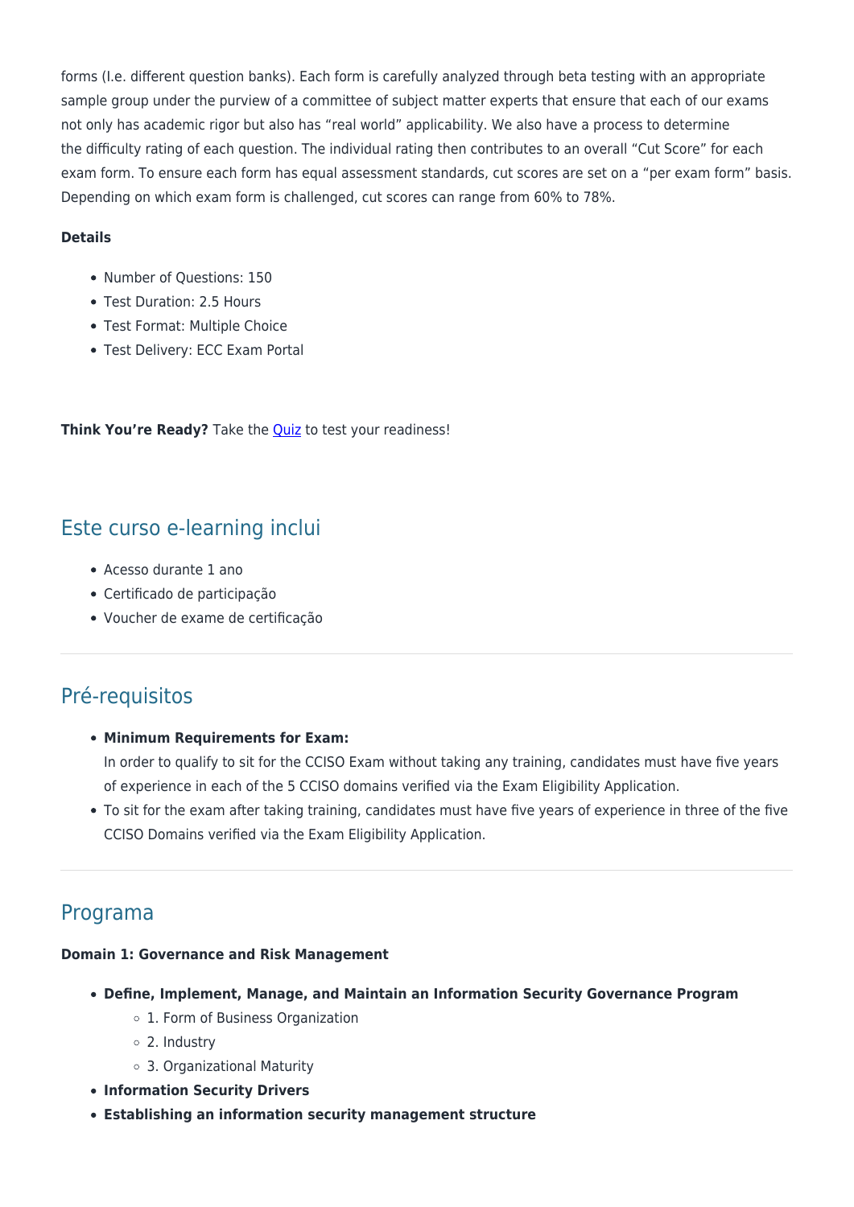forms (I.e. different question banks). Each form is carefully analyzed through beta testing with an appropriate sample group under the purview of a committee of subject matter experts that ensure that each of our exams not only has academic rigor but also has "real world" applicability. We also have a process to determine the difficulty rating of each question. The individual rating then contributes to an overall "Cut Score" for each exam form. To ensure each form has equal assessment standards, cut scores are set on a "per exam form" basis. Depending on which exam form is challenged, cut scores can range from 60% to 78%.

**Details**

- Number of Questions: 150
- Test Duration: 2.5 Hours
- Test Format: Multiple Choice
- Test Delivery: ECC Exam Portal

**Think You're Ready?** Take the Quiz to test your readiness!

## Este curso e-learning inclui

- Acesso durante 1 ano
- Certificado de participação
- Voucher de exame de certificação

## Pré-requisitos

- **Minimum Requirements for Exam:**
  In order to qualify to sit for the CCISO Exam without taking any training, candidates must have five years of experience in each of the 5 CCISO domains verified via the Exam Eligibility Application.
- To sit for the exam after taking training, candidates must have five years of experience in three of the five CCISO Domains verified via the Exam Eligibility Application.

## Programa

**Domain 1: Governance and Risk Management**

- **Define, Implement, Manage, and Maintain an Information Security Governance Program**
  - 1. Form of Business Organization
  - 2. Industry
  - 3. Organizational Maturity
- **Information Security Drivers**
- **Establishing an information security management structure**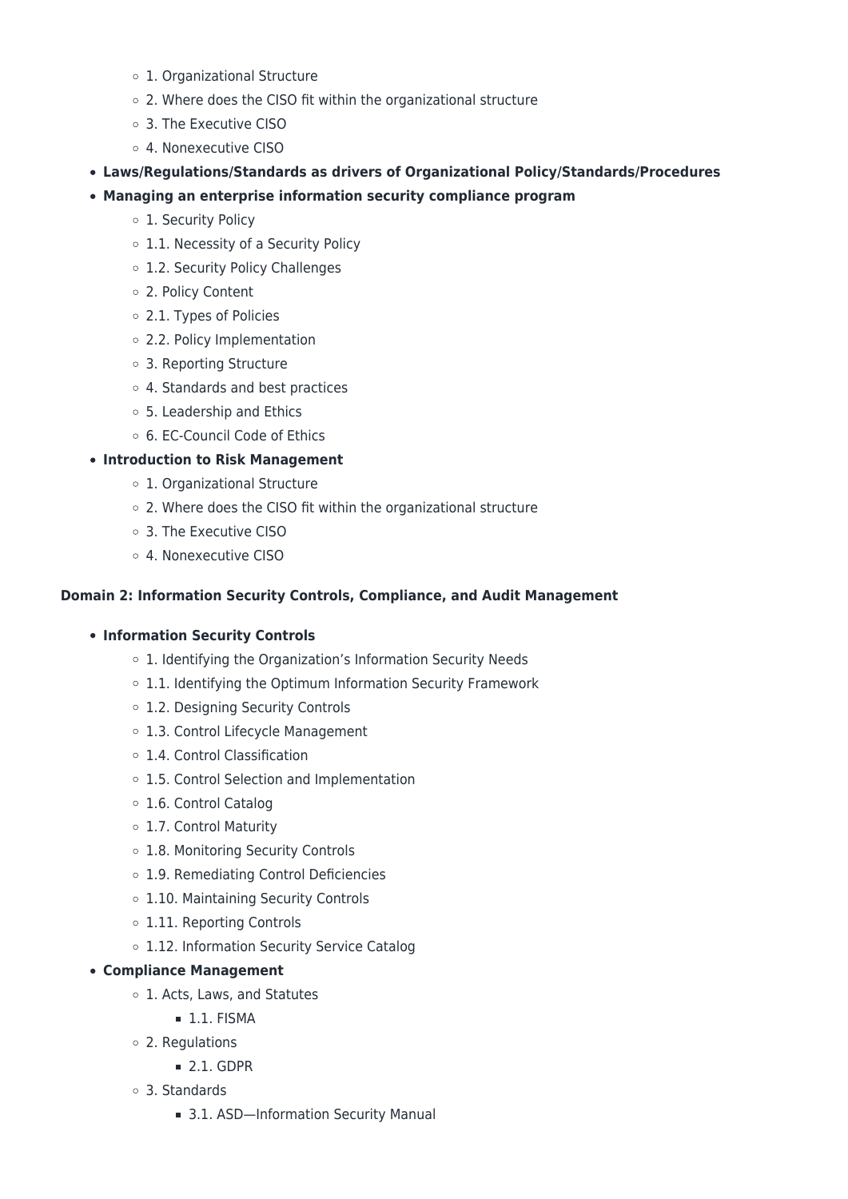- 1. Organizational Structure
    - 2. Where does the CISO fit within the organizational structure
    - 3. The Executive CISO
    - 4. Nonexecutive CISO
- **Laws/Regulations/Standards as drivers of Organizational Policy/Standards/Procedures**
- **Managing an enterprise information security compliance program**
    - 1. Security Policy
    - 1.1. Necessity of a Security Policy
    - 1.2. Security Policy Challenges
    - 2. Policy Content
    - 2.1. Types of Policies
    - 2.2. Policy Implementation
    - 3. Reporting Structure
    - 4. Standards and best practices
    - 5. Leadership and Ethics
    - 6. EC-Council Code of Ethics
- **Introduction to Risk Management**
    - 1. Organizational Structure
    - 2. Where does the CISO fit within the organizational structure
    - 3. The Executive CISO
    - 4. Nonexecutive CISO

**Domain 2: Information Security Controls, Compliance, and Audit Management**

- **Information Security Controls**
    - 1. Identifying the Organization's Information Security Needs
    - 1.1. Identifying the Optimum Information Security Framework
    - 1.2. Designing Security Controls
    - 1.3. Control Lifecycle Management
    - 1.4. Control Classification
    - 1.5. Control Selection and Implementation
    - 1.6. Control Catalog
    - 1.7. Control Maturity
    - 1.8. Monitoring Security Controls
    - 1.9. Remediating Control Deficiencies
    - 1.10. Maintaining Security Controls
    - 1.11. Reporting Controls
    - 1.12. Information Security Service Catalog
- **Compliance Management**
    - 1. Acts, Laws, and Statutes
        - 1.1. FISMA
    - 2. Regulations
        - 2.1. GDPR
    - 3. Standards
        - 3.1. ASD—Information Security Manual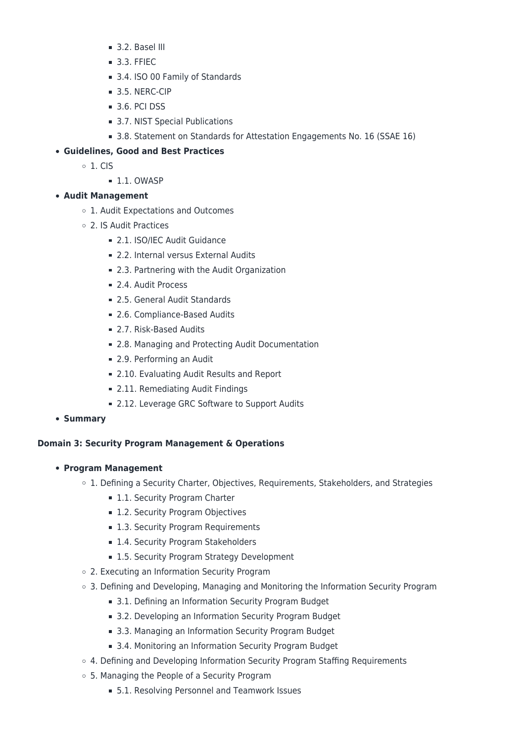- 3.2. Basel III
        - 3.3. FFIEC
        - 3.4. ISO 00 Family of Standards
        - 3.5. NERC-CIP
        - 3.6. PCI DSS
        - 3.7. NIST Special Publications
        - 3.8. Statement on Standards for Attestation Engagements No. 16 (SSAE 16)
- **Guidelines, Good and Best Practices**
    - 1. CIS
        - 1.1. OWASP
- **Audit Management**
    - 1. Audit Expectations and Outcomes
    - 2. IS Audit Practices
        - 2.1. ISO/IEC Audit Guidance
        - 2.2. Internal versus External Audits
        - 2.3. Partnering with the Audit Organization
        - 2.4. Audit Process
        - 2.5. General Audit Standards
        - 2.6. Compliance-Based Audits
        - 2.7. Risk-Based Audits
        - 2.8. Managing and Protecting Audit Documentation
        - 2.9. Performing an Audit
        - 2.10. Evaluating Audit Results and Report
        - 2.11. Remediating Audit Findings
        - 2.12. Leverage GRC Software to Support Audits
- **Summary**

**Domain 3: Security Program Management & Operations**

- **Program Management**
    - 1. Defining a Security Charter, Objectives, Requirements, Stakeholders, and Strategies
        - 1.1. Security Program Charter
        - 1.2. Security Program Objectives
        - 1.3. Security Program Requirements
        - 1.4. Security Program Stakeholders
        - 1.5. Security Program Strategy Development
    - 2. Executing an Information Security Program
    - 3. Defining and Developing, Managing and Monitoring the Information Security Program
        - 3.1. Defining an Information Security Program Budget
        - 3.2. Developing an Information Security Program Budget
        - 3.3. Managing an Information Security Program Budget
        - 3.4. Monitoring an Information Security Program Budget
    - 4. Defining and Developing Information Security Program Staffing Requirements
    - 5. Managing the People of a Security Program
        - 5.1. Resolving Personnel and Teamwork Issues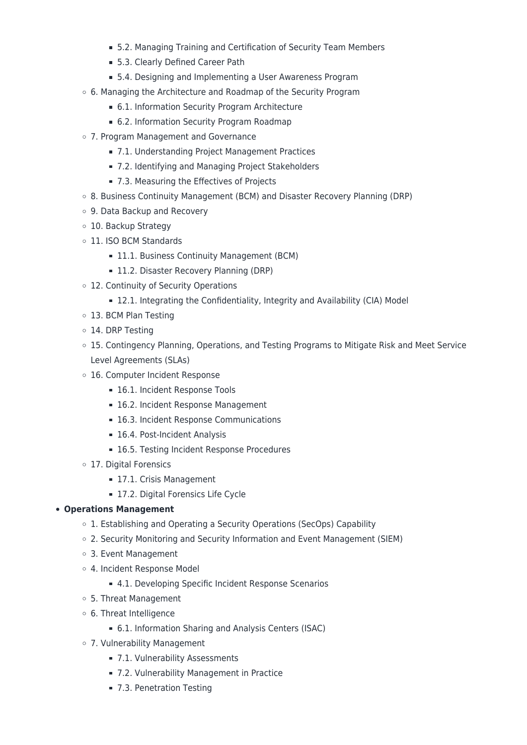- 5.2. Managing Training and Certification of Security Team Members
    - 5.3. Clearly Defined Career Path
    - 5.4. Designing and Implementing a User Awareness Program
  - 6. Managing the Architecture and Roadmap of the Security Program
    - 6.1. Information Security Program Architecture
    - 6.2. Information Security Program Roadmap
  - 7. Program Management and Governance
    - 7.1. Understanding Project Management Practices
    - 7.2. Identifying and Managing Project Stakeholders
    - 7.3. Measuring the Effectives of Projects
  - 8. Business Continuity Management (BCM) and Disaster Recovery Planning (DRP)
  - 9. Data Backup and Recovery
  - 10. Backup Strategy
  - 11. ISO BCM Standards
    - 11.1. Business Continuity Management (BCM)
    - 11.2. Disaster Recovery Planning (DRP)
  - 12. Continuity of Security Operations
    - 12.1. Integrating the Confidentiality, Integrity and Availability (CIA) Model
  - 13. BCM Plan Testing
  - 14. DRP Testing
  - 15. Contingency Planning, Operations, and Testing Programs to Mitigate Risk and Meet Service Level Agreements (SLAs)
  - 16. Computer Incident Response
    - 16.1. Incident Response Tools
    - 16.2. Incident Response Management
    - 16.3. Incident Response Communications
    - 16.4. Post-Incident Analysis
    - 16.5. Testing Incident Response Procedures
  - 17. Digital Forensics
    - 17.1. Crisis Management
    - 17.2. Digital Forensics Life Cycle
- **Operations Management**
  - 1. Establishing and Operating a Security Operations (SecOps) Capability
  - 2. Security Monitoring and Security Information and Event Management (SIEM)
  - 3. Event Management
  - 4. Incident Response Model
    - 4.1. Developing Specific Incident Response Scenarios
  - 5. Threat Management
  - 6. Threat Intelligence
    - 6.1. Information Sharing and Analysis Centers (ISAC)
  - 7. Vulnerability Management
    - 7.1. Vulnerability Assessments
    - 7.2. Vulnerability Management in Practice
    - 7.3. Penetration Testing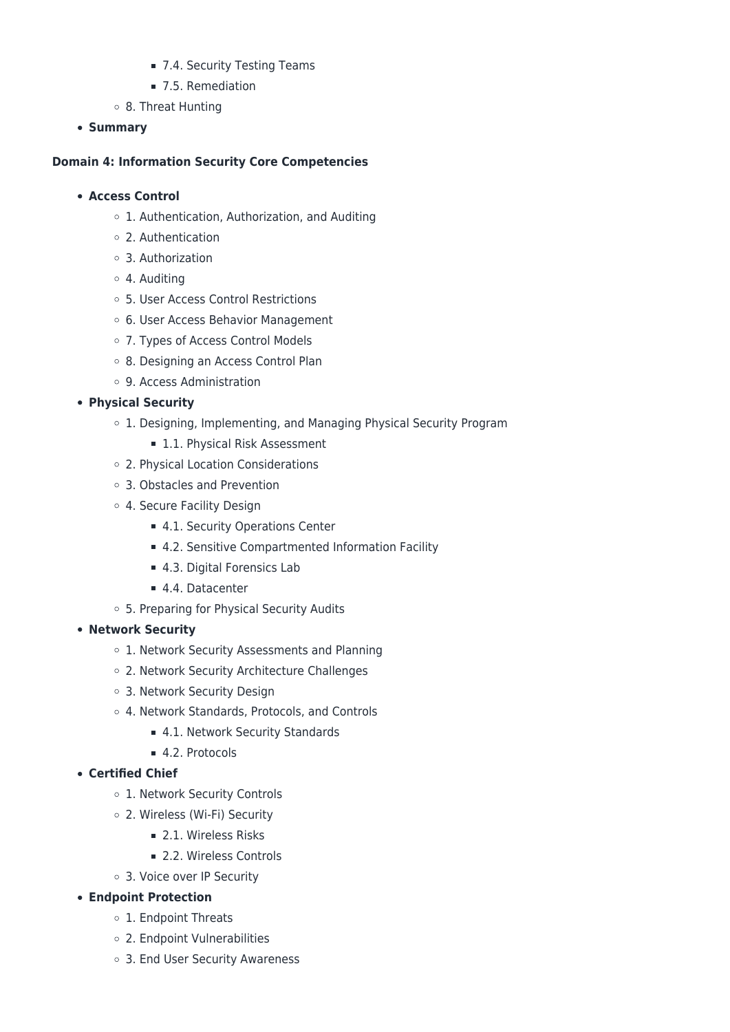- 7.4. Security Testing Teams
        - 7.5. Remediation
    - 8. Threat Hunting
- **Summary**

**Domain 4: Information Security Core Competencies**

- **Access Control**
    - 1. Authentication, Authorization, and Auditing
    - 2. Authentication
    - 3. Authorization
    - 4. Auditing
    - 5. User Access Control Restrictions
    - 6. User Access Behavior Management
    - 7. Types of Access Control Models
    - 8. Designing an Access Control Plan
    - 9. Access Administration
- **Physical Security**
    - 1. Designing, Implementing, and Managing Physical Security Program
        - 1.1. Physical Risk Assessment
    - 2. Physical Location Considerations
    - 3. Obstacles and Prevention
    - 4. Secure Facility Design
        - 4.1. Security Operations Center
        - 4.2. Sensitive Compartmented Information Facility
        - 4.3. Digital Forensics Lab
        - 4.4. Datacenter
    - 5. Preparing for Physical Security Audits
- **Network Security**
    - 1. Network Security Assessments and Planning
    - 2. Network Security Architecture Challenges
    - 3. Network Security Design
    - 4. Network Standards, Protocols, and Controls
        - 4.1. Network Security Standards
        - 4.2. Protocols
- **Certified Chief**
    - 1. Network Security Controls
    - 2. Wireless (Wi-Fi) Security
        - 2.1. Wireless Risks
        - 2.2. Wireless Controls
    - 3. Voice over IP Security
- **Endpoint Protection**
    - 1. Endpoint Threats
    - 2. Endpoint Vulnerabilities
    - 3. End User Security Awareness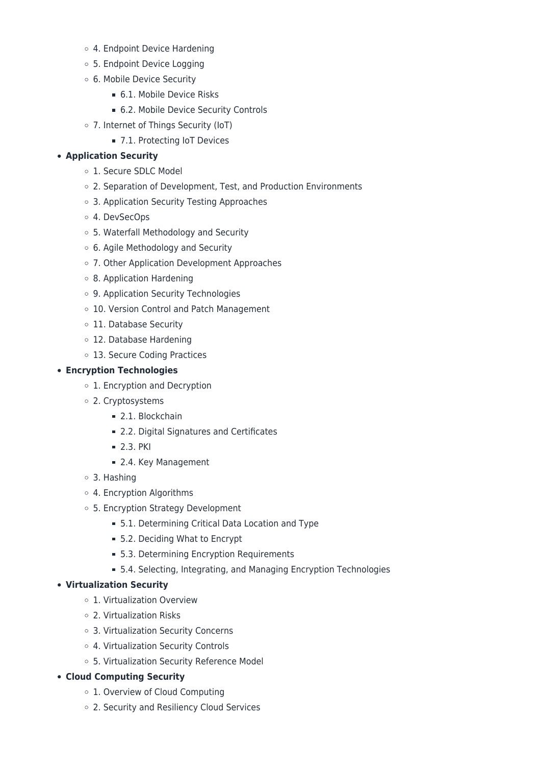- 4. Endpoint Device Hardening
    - 5. Endpoint Device Logging
    - 6. Mobile Device Security
        - 6.1. Mobile Device Risks
        - 6.2. Mobile Device Security Controls
    - 7. Internet of Things Security (IoT)
        - 7.1. Protecting IoT Devices
- **Application Security**
    - 1. Secure SDLC Model
    - 2. Separation of Development, Test, and Production Environments
    - 3. Application Security Testing Approaches
    - 4. DevSecOps
    - 5. Waterfall Methodology and Security
    - 6. Agile Methodology and Security
    - 7. Other Application Development Approaches
    - 8. Application Hardening
    - 9. Application Security Technologies
    - 10. Version Control and Patch Management
    - 11. Database Security
    - 12. Database Hardening
    - 13. Secure Coding Practices
- **Encryption Technologies**
    - 1. Encryption and Decryption
    - 2. Cryptosystems
        - 2.1. Blockchain
        - 2.2. Digital Signatures and Certificates
        - 2.3. PKI
        - 2.4. Key Management
    - 3. Hashing
    - 4. Encryption Algorithms
    - 5. Encryption Strategy Development
        - 5.1. Determining Critical Data Location and Type
        - 5.2. Deciding What to Encrypt
        - 5.3. Determining Encryption Requirements
        - 5.4. Selecting, Integrating, and Managing Encryption Technologies
- **Virtualization Security**
    - 1. Virtualization Overview
    - 2. Virtualization Risks
    - 3. Virtualization Security Concerns
    - 4. Virtualization Security Controls
    - 5. Virtualization Security Reference Model
- **Cloud Computing Security**
    - 1. Overview of Cloud Computing
    - 2. Security and Resiliency Cloud Services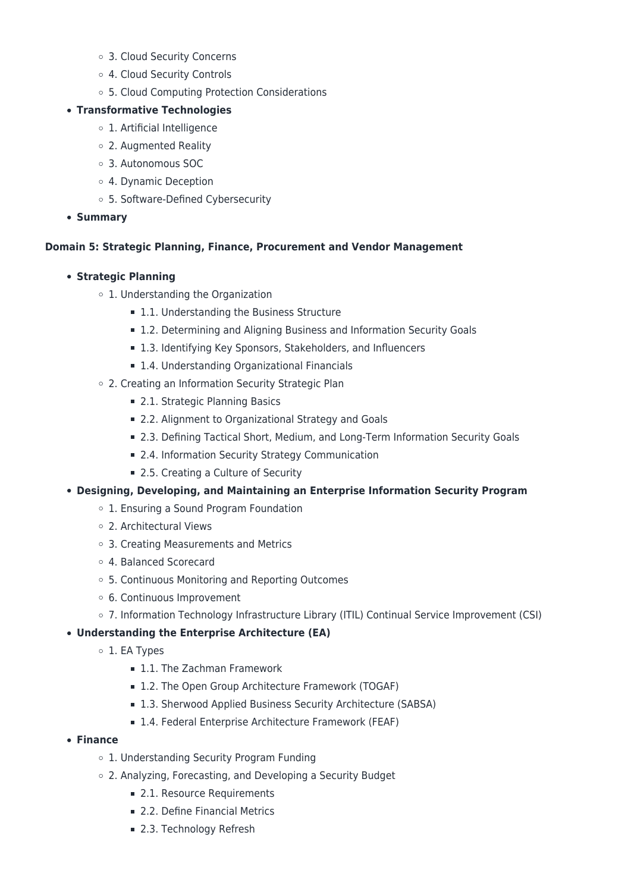- 3. Cloud Security Concerns
    - 4. Cloud Security Controls
    - 5. Cloud Computing Protection Considerations
- **Transformative Technologies**
    - 1. Artificial Intelligence
    - 2. Augmented Reality
    - 3. Autonomous SOC
    - 4. Dynamic Deception
    - 5. Software-Defined Cybersecurity
- **Summary**

**Domain 5: Strategic Planning, Finance, Procurement and Vendor Management**

- **Strategic Planning**
    - 1. Understanding the Organization
        - 1.1. Understanding the Business Structure
        - 1.2. Determining and Aligning Business and Information Security Goals
        - 1.3. Identifying Key Sponsors, Stakeholders, and Influencers
        - 1.4. Understanding Organizational Financials
    - 2. Creating an Information Security Strategic Plan
        - 2.1. Strategic Planning Basics
        - 2.2. Alignment to Organizational Strategy and Goals
        - 2.3. Defining Tactical Short, Medium, and Long-Term Information Security Goals
        - 2.4. Information Security Strategy Communication
        - 2.5. Creating a Culture of Security
- **Designing, Developing, and Maintaining an Enterprise Information Security Program**
    - 1. Ensuring a Sound Program Foundation
    - 2. Architectural Views
    - 3. Creating Measurements and Metrics
    - 4. Balanced Scorecard
    - 5. Continuous Monitoring and Reporting Outcomes
    - 6. Continuous Improvement
    - 7. Information Technology Infrastructure Library (ITIL) Continual Service Improvement (CSI)
- **Understanding the Enterprise Architecture (EA)**
    - 1. EA Types
        - 1.1. The Zachman Framework
        - 1.2. The Open Group Architecture Framework (TOGAF)
        - 1.3. Sherwood Applied Business Security Architecture (SABSA)
        - 1.4. Federal Enterprise Architecture Framework (FEAF)
- **Finance**
    - 1. Understanding Security Program Funding
    - 2. Analyzing, Forecasting, and Developing a Security Budget
        - 2.1. Resource Requirements
        - 2.2. Define Financial Metrics
        - 2.3. Technology Refresh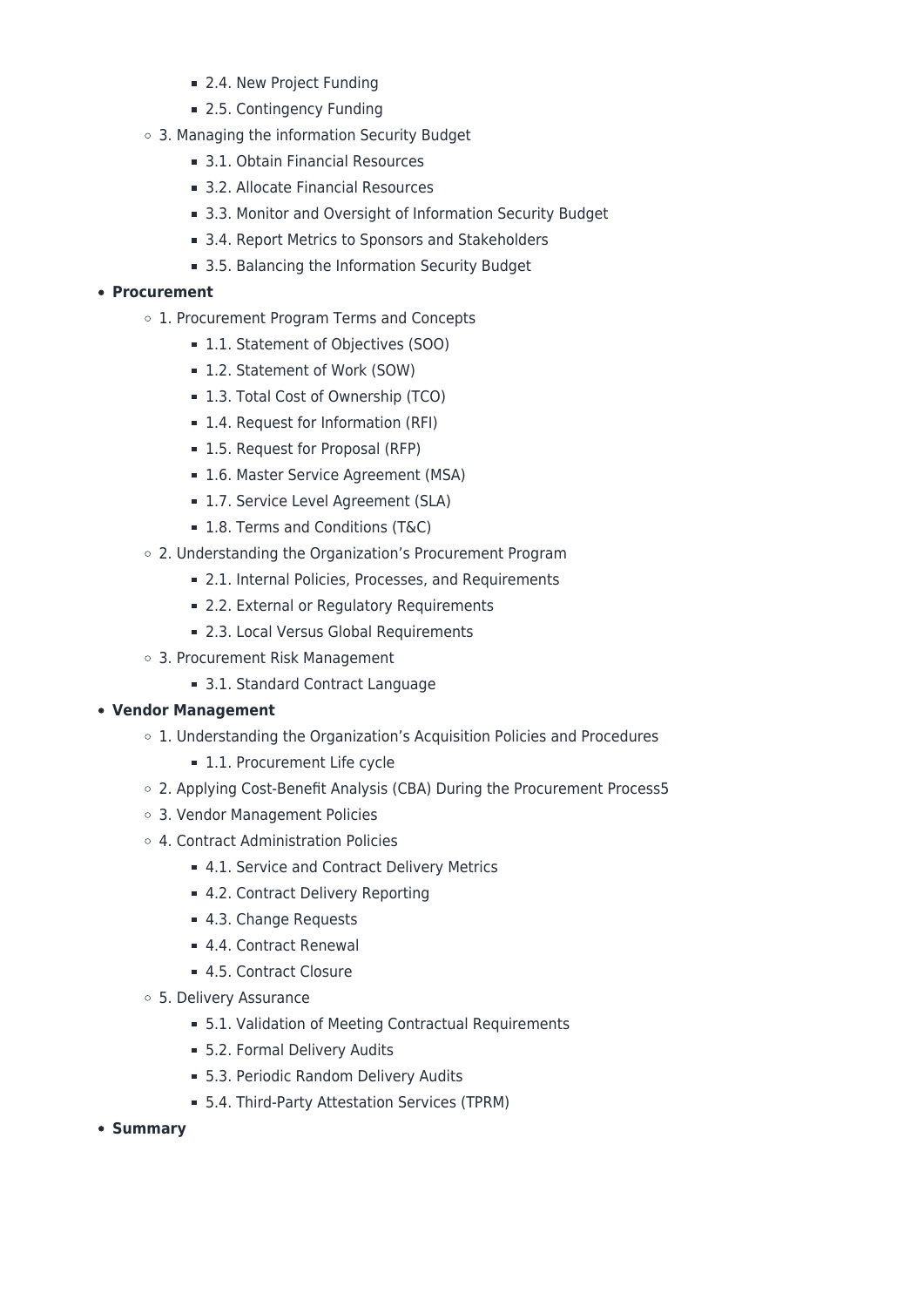- 2.4. New Project Funding
        - 2.5. Contingency Funding
    - 3. Managing the information Security Budget
        - 3.1. Obtain Financial Resources
        - 3.2. Allocate Financial Resources
        - 3.3. Monitor and Oversight of Information Security Budget
        - 3.4. Report Metrics to Sponsors and Stakeholders
        - 3.5. Balancing the Information Security Budget
- **Procurement**
    - 1. Procurement Program Terms and Concepts
        - 1.1. Statement of Objectives (SOO)
        - 1.2. Statement of Work (SOW)
        - 1.3. Total Cost of Ownership (TCO)
        - 1.4. Request for Information (RFI)
        - 1.5. Request for Proposal (RFP)
        - 1.6. Master Service Agreement (MSA)
        - 1.7. Service Level Agreement (SLA)
        - 1.8. Terms and Conditions (T&C)
    - 2. Understanding the Organization's Procurement Program
        - 2.1. Internal Policies, Processes, and Requirements
        - 2.2. External or Regulatory Requirements
        - 2.3. Local Versus Global Requirements
    - 3. Procurement Risk Management
        - 3.1. Standard Contract Language
- **Vendor Management**
    - 1. Understanding the Organization's Acquisition Policies and Procedures
        - 1.1. Procurement Life cycle
    - 2. Applying Cost-Benefit Analysis (CBA) During the Procurement Process5
    - 3. Vendor Management Policies
    - 4. Contract Administration Policies
        - 4.1. Service and Contract Delivery Metrics
        - 4.2. Contract Delivery Reporting
        - 4.3. Change Requests
        - 4.4. Contract Renewal
        - 4.5. Contract Closure
    - 5. Delivery Assurance
        - 5.1. Validation of Meeting Contractual Requirements
        - 5.2. Formal Delivery Audits
        - 5.3. Periodic Random Delivery Audits
        - 5.4. Third-Party Attestation Services (TPRM)
- **Summary**